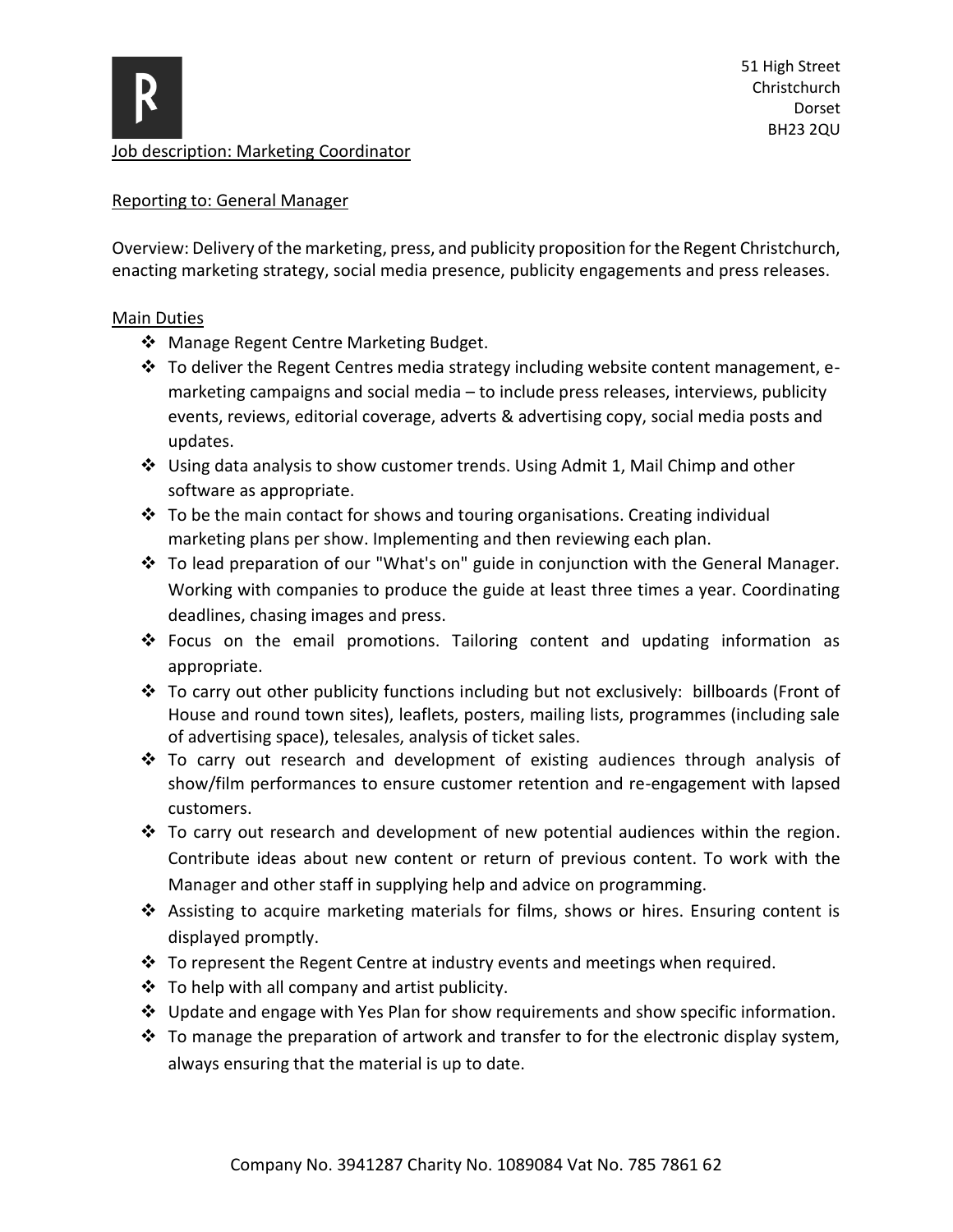51 High Street
Christchurch
Dorset
BH23 2QU

Job description: Marketing Coordinator

Reporting to: General Manager

Overview: Delivery of the marketing, press, and publicity proposition for the Regent Christchurch, enacting marketing strategy, social media presence, publicity engagements and press releases.

## Main Duties

- Manage Regent Centre Marketing Budget.
- To deliver the Regent Centres media strategy including website content management, e-marketing campaigns and social media – to include press releases, interviews, publicity events, reviews, editorial coverage, adverts & advertising copy, social media posts and updates.
- Using data analysis to show customer trends. Using Admit 1, Mail Chimp and other software as appropriate.
- To be the main contact for shows and touring organisations. Creating individual marketing plans per show. Implementing and then reviewing each plan.
- To lead preparation of our "What's on" guide in conjunction with the General Manager. Working with companies to produce the guide at least three times a year. Coordinating deadlines, chasing images and press.
- Focus on the email promotions. Tailoring content and updating information as appropriate.
- To carry out other publicity functions including but not exclusively: billboards (Front of House and round town sites), leaflets, posters, mailing lists, programmes (including sale of advertising space), telesales, analysis of ticket sales.
- To carry out research and development of existing audiences through analysis of show/film performances to ensure customer retention and re-engagement with lapsed customers.
- To carry out research and development of new potential audiences within the region. Contribute ideas about new content or return of previous content. To work with the Manager and other staff in supplying help and advice on programming.
- Assisting to acquire marketing materials for films, shows or hires. Ensuring content is displayed promptly.
- To represent the Regent Centre at industry events and meetings when required.
- To help with all company and artist publicity.
- Update and engage with Yes Plan for show requirements and show specific information.
- To manage the preparation of artwork and transfer to for the electronic display system, always ensuring that the material is up to date.

Company No. 3941287 Charity No. 1089084 Vat No. 785 7861 62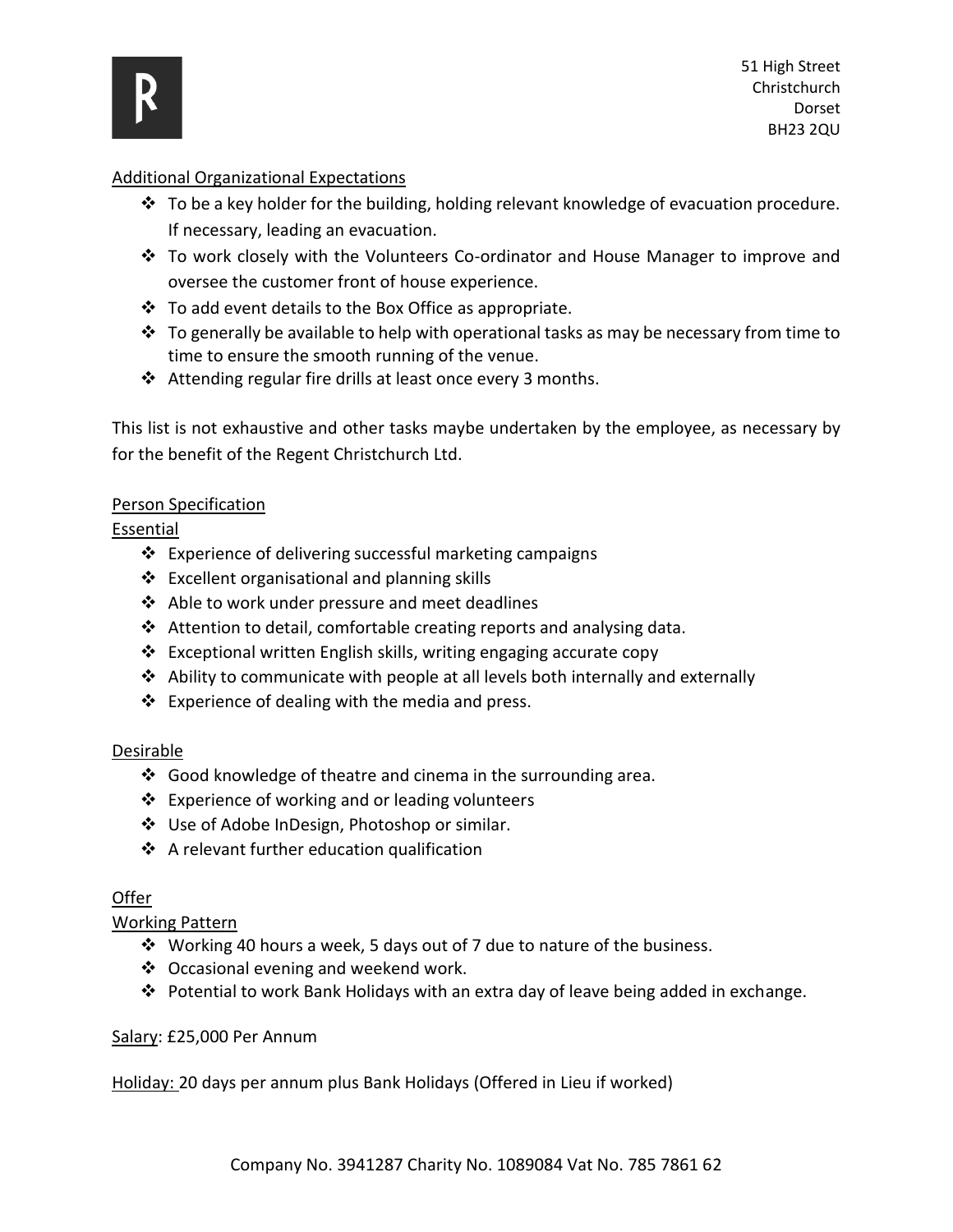51 High Street
Christchurch
Dorset
BH23 2QU

Additional Organizational Expectations

- To be a key holder for the building, holding relevant knowledge of evacuation procedure. If necessary, leading an evacuation.
- To work closely with the Volunteers Co-ordinator and House Manager to improve and oversee the customer front of house experience.
- To add event details to the Box Office as appropriate.
- To generally be available to help with operational tasks as may be necessary from time to time to ensure the smooth running of the venue.
- Attending regular fire drills at least once every 3 months.

This list is not exhaustive and other tasks maybe undertaken by the employee, as necessary by for the benefit of the Regent Christchurch Ltd.

Person Specification

Essential

- Experience of delivering successful marketing campaigns
- Excellent organisational and planning skills
- Able to work under pressure and meet deadlines
- Attention to detail, comfortable creating reports and analysing data.
- Exceptional written English skills, writing engaging accurate copy
- Ability to communicate with people at all levels both internally and externally
- Experience of dealing with the media and press.

Desirable

- Good knowledge of theatre and cinema in the surrounding area.
- Experience of working and or leading volunteers
- Use of Adobe InDesign, Photoshop or similar.
- A relevant further education qualification

Offer

Working Pattern

- Working 40 hours a week, 5 days out of 7 due to nature of the business.
- Occasional evening and weekend work.
- Potential to work Bank Holidays with an extra day of leave being added in exchange.

Salary: £25,000 Per Annum

Holiday: 20 days per annum plus Bank Holidays (Offered in Lieu if worked)

Company No. 3941287 Charity No. 1089084 Vat No. 785 7861 62